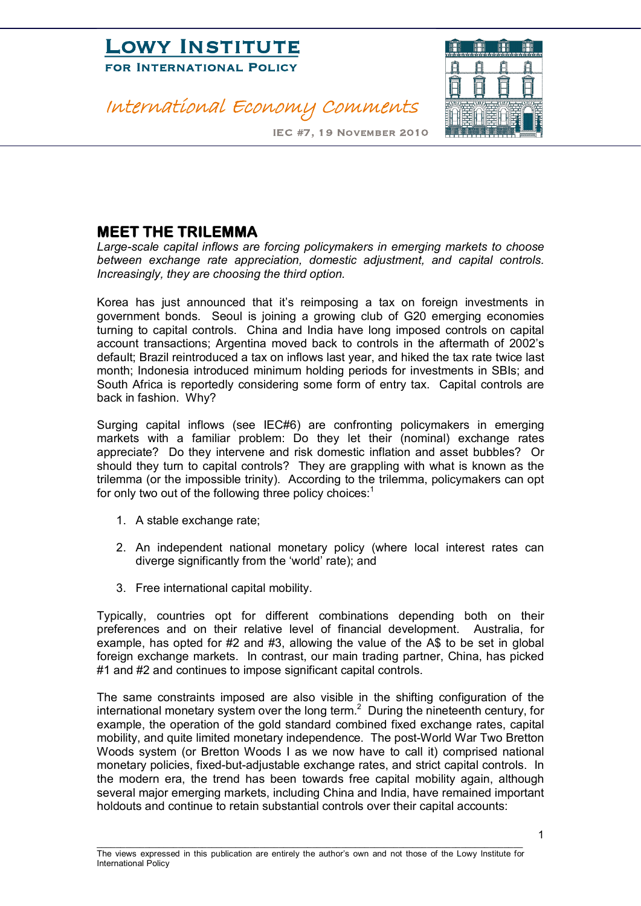Lowy Institute for International Policy

*International Economy Comments*

IEC #7, 19 November 2010

## MEET THE TRILEMMA

*Large-scale capital inflows are forcing policymakers in emerging markets to choose between exchange rate appreciation, domestic adjustment, and capital controls. Increasingly, they are choosing the third option.*

Korea has just announced that it's reimposing a tax on foreign investments in government bonds. Seoul is joining a growing club of G20 emerging economies turning to capital controls. China and India have long imposed controls on capital account transactions; Argentina moved back to controls in the aftermath of 2002's default; Brazil reintroduced a tax on inflows last year, and hiked the tax rate twice last month; Indonesia introduced minimum holding periods for investments in SBIs; and South Africa is reportedly considering some form of entry tax. Capital controls are back in fashion. Why?

Surging capital inflows (see IEC#6) are confronting policymakers in emerging markets with a familiar problem: Do they let their (nominal) exchange rates appreciate? Do they intervene and risk domestic inflation and asset bubbles? Or should they turn to capital controls? They are grappling with what is known as the trilemma (or the impossible trinity). According to the trilemma, policymakers can opt for only two out of the following three policy choices:[1]

1. A stable exchange rate;
2. An independent national monetary policy (where local interest rates can diverge significantly from the 'world' rate); and
3. Free international capital mobility.

Typically, countries opt for different combinations depending both on their preferences and on their relative level of financial development. Australia, for example, has opted for #2 and #3, allowing the value of the A$ to be set in global foreign exchange markets. In contrast, our main trading partner, China, has picked #1 and #2 and continues to impose significant capital controls.

The same constraints imposed are also visible in the shifting configuration of the international monetary system over the long term.[2] During the nineteenth century, for example, the operation of the gold standard combined fixed exchange rates, capital mobility, and quite limited monetary independence. The post-World War Two Bretton Woods system (or Bretton Woods I as we now have to call it) comprised national monetary policies, fixed-but-adjustable exchange rates, and strict capital controls. In the modern era, the trend has been towards free capital mobility again, although several major emerging markets, including China and India, have remained important holdouts and continue to retain substantial controls over their capital accounts:

The views expressed in this publication are entirely the author's own and not those of the Lowy Institute for International Policy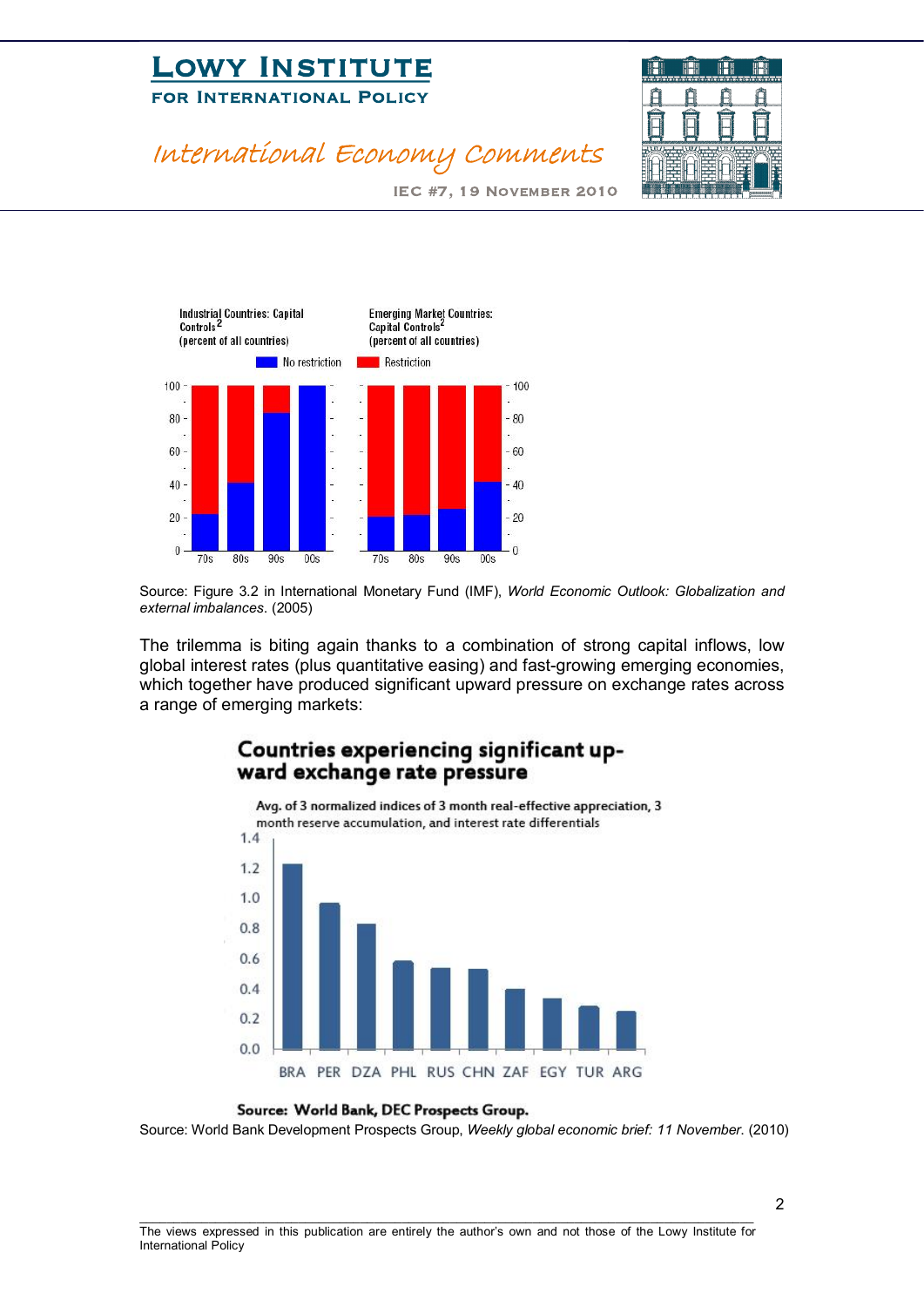Industrial Countries: Capital Controls[2]
(percent of all countries)

Emerging Market Countries: Capital Controls[2]
(percent of all countries)

No restriction | Restriction

Source: Figure 3.2 in International Monetary Fund (IMF), *World Economic Outlook: Globalization and external imbalances*. (2005)

The trilemma is biting again thanks to a combination of strong capital inflows, low global interest rates (plus quantitative easing) and fast-growing emerging economies, which together have produced significant upward pressure on exchange rates across a range of emerging markets:

**Countries experiencing significant upward exchange rate pressure**

Avg. of 3 normalized indices of 3 month real-effective appreciation, 3 month reserve accumulation, and interest rate differentials

**Source: World Bank, DEC Prospects Group.**

Source: World Bank Development Prospects Group, *Weekly global economic brief: 11 November*. (2010)

The views expressed in this publication are entirely the author's own and not those of the Lowy Institute for International Policy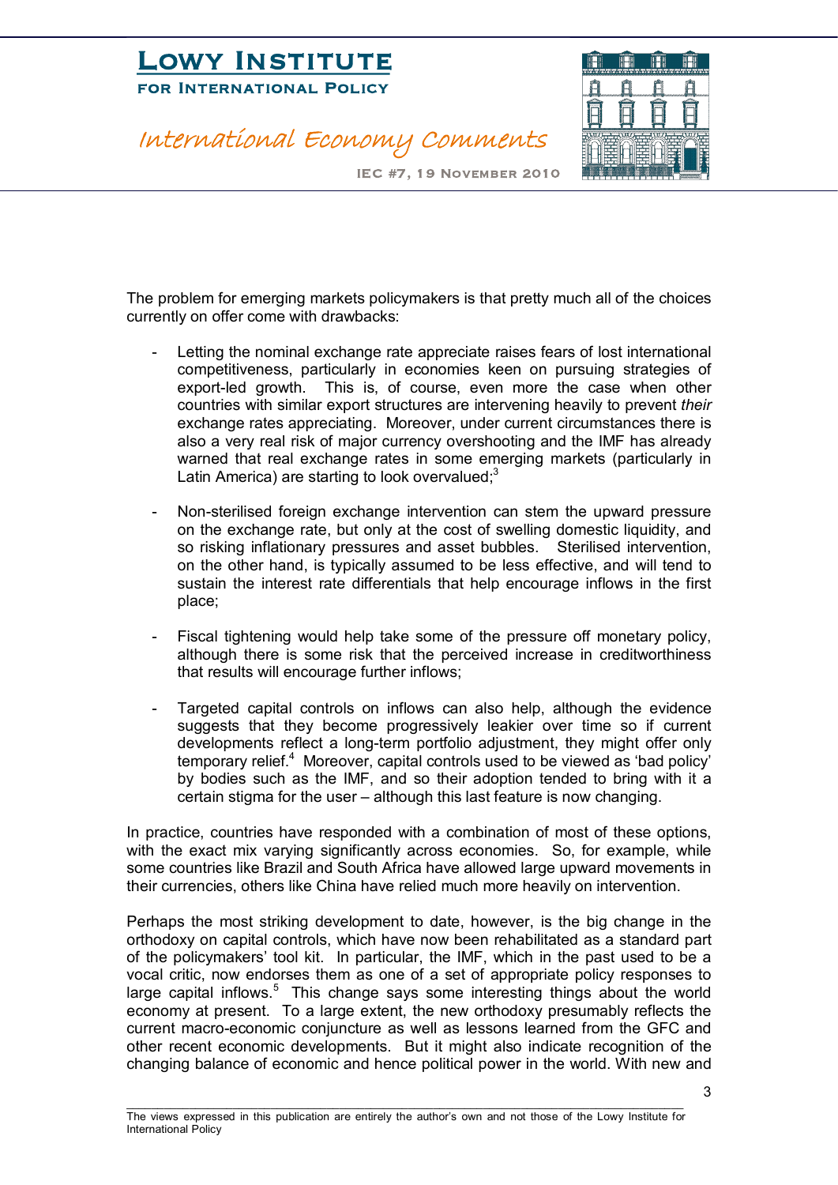The problem for emerging markets policymakers is that pretty much all of the choices currently on offer come with drawbacks:

- Letting the nominal exchange rate appreciate raises fears of lost international competitiveness, particularly in economies keen on pursuing strategies of export-led growth. This is, of course, even more the case when other countries with similar export structures are intervening heavily to prevent *their* exchange rates appreciating. Moreover, under current circumstances there is also a very real risk of major currency overshooting and the IMF has already warned that real exchange rates in some emerging markets (particularly in Latin America) are starting to look overvalued;[3]

- Non-sterilised foreign exchange intervention can stem the upward pressure on the exchange rate, but only at the cost of swelling domestic liquidity, and so risking inflationary pressures and asset bubbles. Sterilised intervention, on the other hand, is typically assumed to be less effective, and will tend to sustain the interest rate differentials that help encourage inflows in the first place;

- Fiscal tightening would help take some of the pressure off monetary policy, although there is some risk that the perceived increase in creditworthiness that results will encourage further inflows;

- Targeted capital controls on inflows can also help, although the evidence suggests that they become progressively leakier over time so if current developments reflect a long-term portfolio adjustment, they might offer only temporary relief.[4] Moreover, capital controls used to be viewed as 'bad policy' by bodies such as the IMF, and so their adoption tended to bring with it a certain stigma for the user – although this last feature is now changing.

In practice, countries have responded with a combination of most of these options, with the exact mix varying significantly across economies. So, for example, while some countries like Brazil and South Africa have allowed large upward movements in their currencies, others like China have relied much more heavily on intervention.

Perhaps the most striking development to date, however, is the big change in the orthodoxy on capital controls, which have now been rehabilitated as a standard part of the policymakers' tool kit. In particular, the IMF, which in the past used to be a vocal critic, now endorses them as one of a set of appropriate policy responses to large capital inflows.[5] This change says some interesting things about the world economy at present. To a large extent, the new orthodoxy presumably reflects the current macro-economic conjuncture as well as lessons learned from the GFC and other recent economic developments. But it might also indicate recognition of the changing balance of economic and hence political power in the world. With new and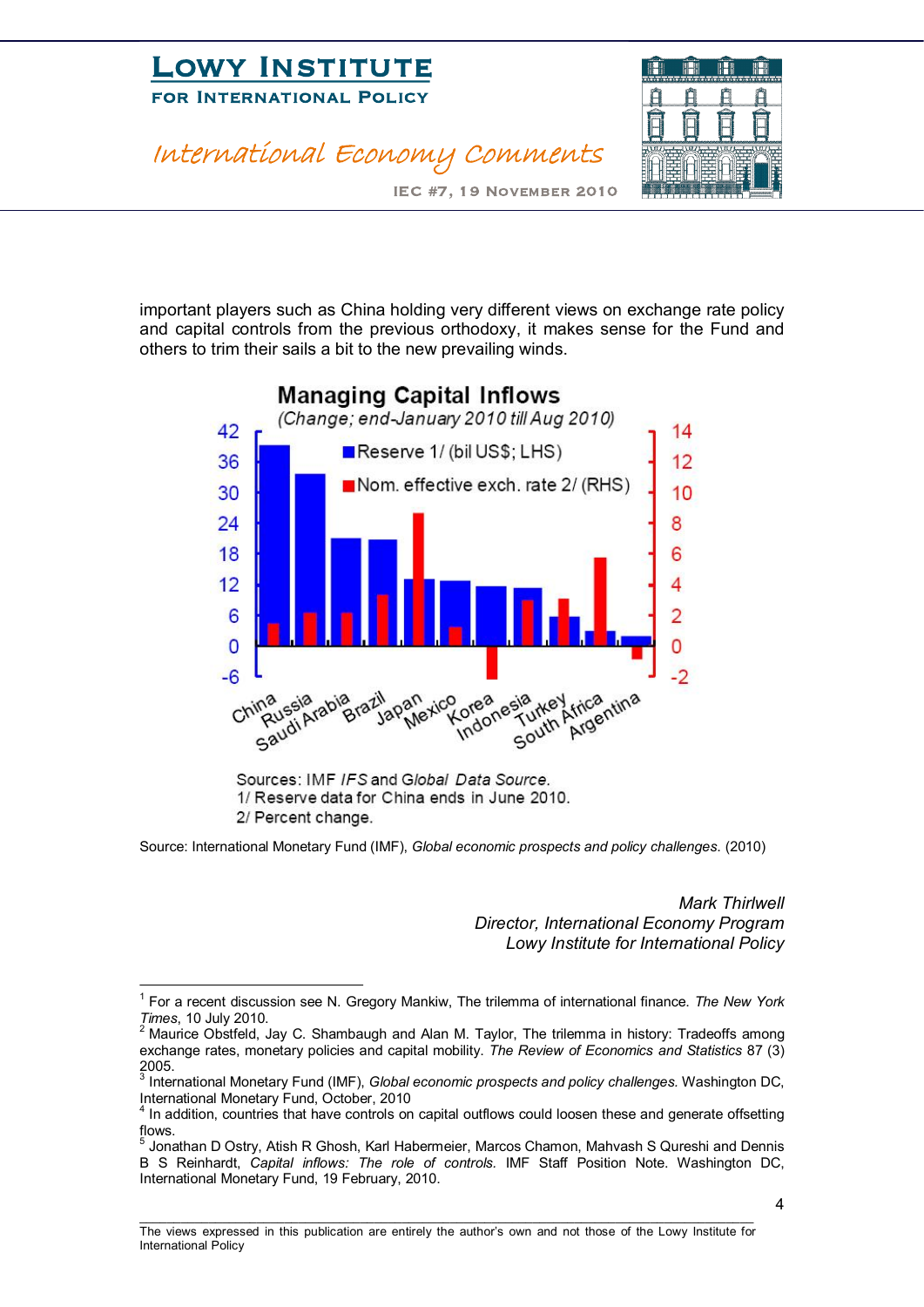important players such as China holding very different views on exchange rate policy and capital controls from the previous orthodoxy, it makes sense for the Fund and others to trim their sails a bit to the new prevailing winds.

**Managing Capital Inflows**

*(Change; end-January 2010 till Aug 2010)*

Reserve 1/ (bil US$; LHS)

Nom. effective exch. rate 2/ (RHS)

42 36 30 24 18 12 6 0 -6

14 12 10 8 6 4 2 0 -2

China Russia Saudi Arabia Brazil Japan Mexico Korea Indonesia Turkey South Africa Argentina

Sources: IMF *IFS* and Global *Data Source*.
1/ Reserve data for China ends in June 2010.
2/ Percent change.

Source: International Monetary Fund (IMF), *Global economic prospects and policy challenges.* (2010)

*Mark Thirlwell*
*Director, International Economy Program*
*Lowy Institute for International Policy*

---

[1] For a recent discussion see N. Gregory Mankiw, The trilemma of international finance. *The New York Times*, 10 July 2010.

[2] Maurice Obstfeld, Jay C. Shambaugh and Alan M. Taylor, The trilemma in history: Tradeoffs among exchange rates, monetary policies and capital mobility. *The Review of Economics and Statistics* 87 (3) 2005.

[3] International Monetary Fund (IMF), *Global economic prospects and policy challenges.* Washington DC, International Monetary Fund, October, 2010

[4] In addition, countries that have controls on capital outflows could loosen these and generate offsetting flows.

[5] Jonathan D Ostry, Atish R Ghosh, Karl Habermeier, Marcos Chamon, Mahvash S Qureshi and Dennis B S Reinhardt, *Capital inflows: The role of controls.* IMF Staff Position Note. Washington DC, International Monetary Fund, 19 February, 2010.